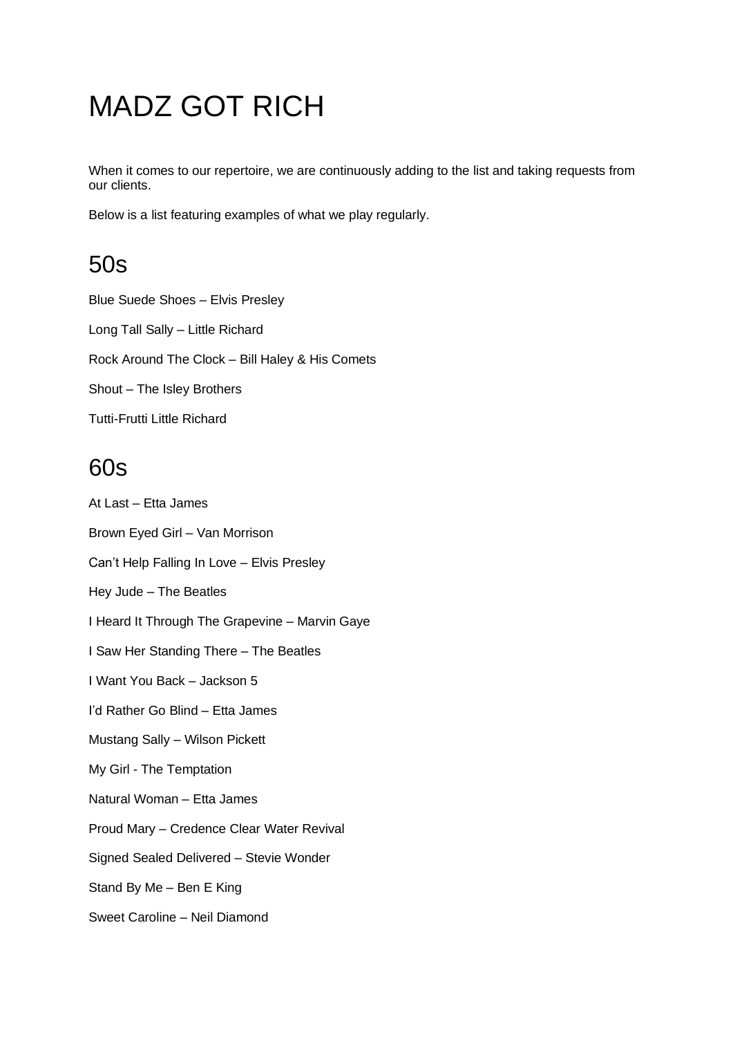# MADZ GOT RICH

When it comes to our repertoire, we are continuously adding to the list and taking requests from our clients.

Below is a list featuring examples of what we play regularly.

## 50s

Blue Suede Shoes – Elvis Presley

Long Tall Sally – Little Richard

Rock Around The Clock – Bill Haley & His Comets

Shout – The Isley Brothers

Tutti-Frutti Little Richard

## 60s

At Last – Etta James

Brown Eyed Girl – Van Morrison

Can't Help Falling In Love – Elvis Presley

Hey Jude – The Beatles

I Heard It Through The Grapevine – Marvin Gaye

I Saw Her Standing There – The Beatles

I Want You Back – Jackson 5

I'd Rather Go Blind – Etta James

Mustang Sally – Wilson Pickett

My Girl - The Temptation

Natural Woman – Etta James

Proud Mary – Credence Clear Water Revival

Signed Sealed Delivered – Stevie Wonder

Stand By Me – Ben E King

Sweet Caroline – Neil Diamond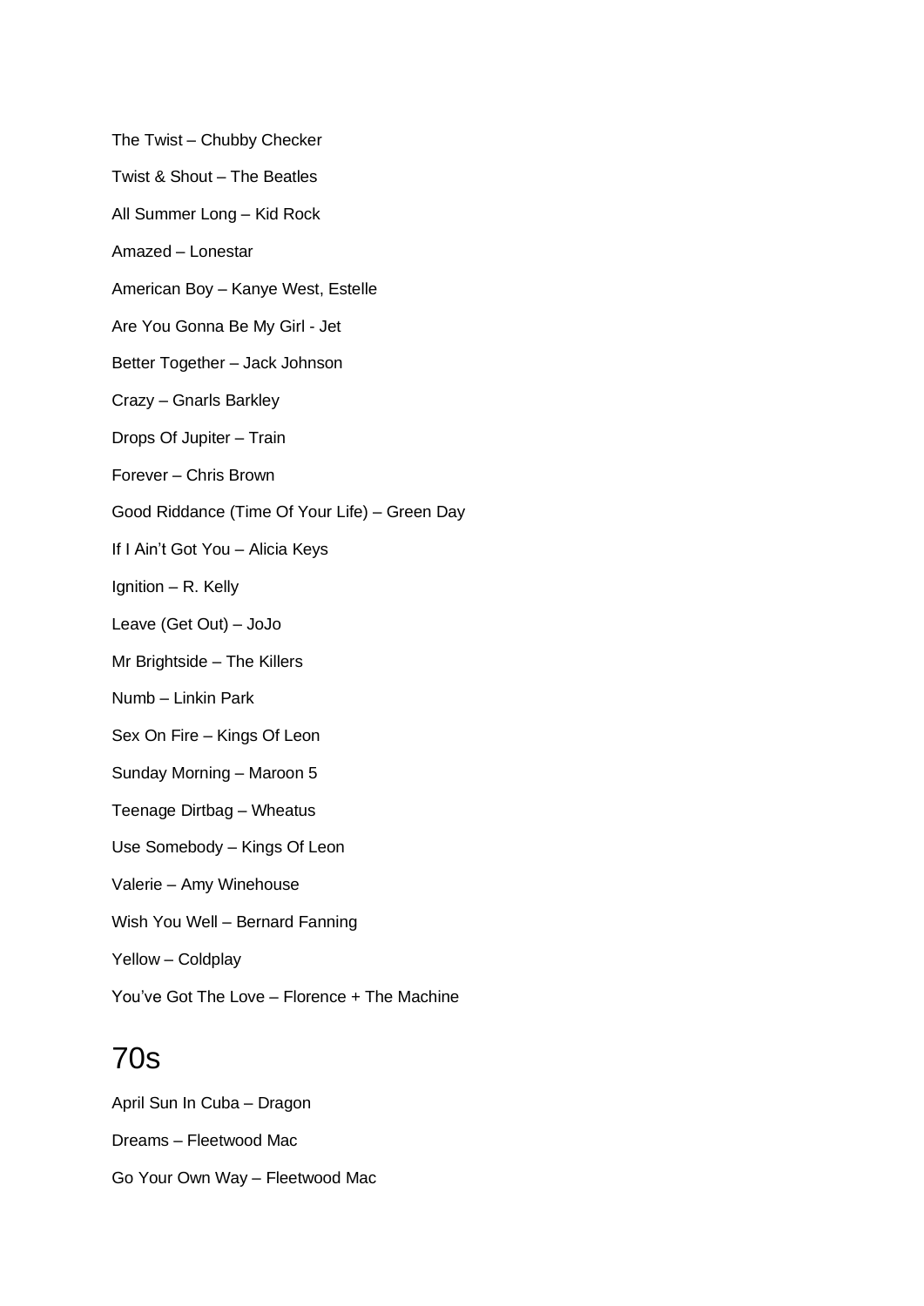The Twist – Chubby Checker

Twist & Shout – The Beatles

All Summer Long – Kid Rock

Amazed – Lonestar

American Boy – Kanye West, Estelle

Are You Gonna Be My Girl - Jet

Better Together – Jack Johnson

Crazy – Gnarls Barkley

Drops Of Jupiter – Train

Forever – Chris Brown

Good Riddance (Time Of Your Life) – Green Day

If I Ain't Got You – Alicia Keys

Ignition – R. Kelly

Leave (Get Out) – JoJo

Mr Brightside – The Killers

Numb – Linkin Park

Sex On Fire – Kings Of Leon

Sunday Morning – Maroon 5

Teenage Dirtbag – Wheatus

Use Somebody – Kings Of Leon

Valerie – Amy Winehouse

Wish You Well – Bernard Fanning

Yellow – Coldplay

You've Got The Love – Florence + The Machine

# 70s

April Sun In Cuba – Dragon

Dreams – Fleetwood Mac

Go Your Own Way – Fleetwood Mac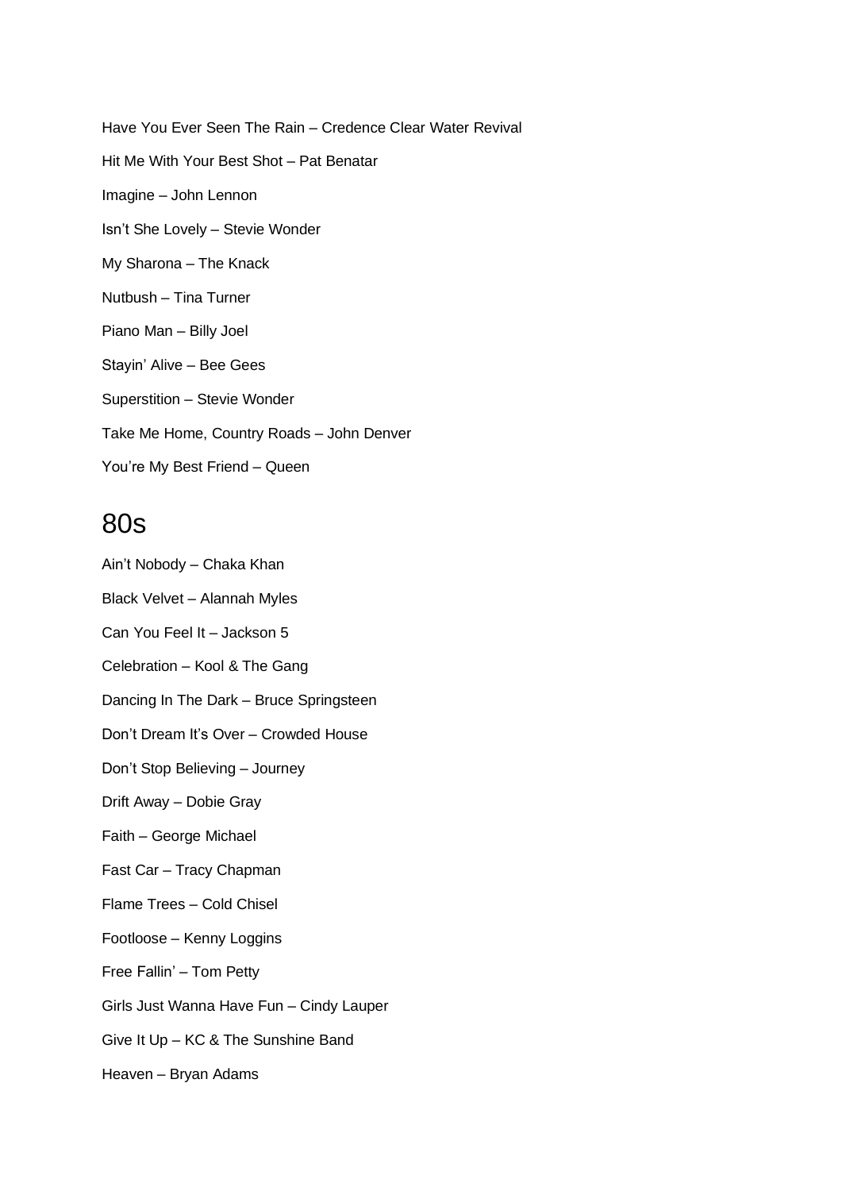Have You Ever Seen The Rain – Credence Clear Water Revival

Hit Me With Your Best Shot – Pat Benatar

Imagine – John Lennon

Isn't She Lovely – Stevie Wonder

My Sharona – The Knack

Nutbush – Tina Turner

Piano Man – Billy Joel

Stayin' Alive – Bee Gees

Superstition – Stevie Wonder

Take Me Home, Country Roads – John Denver

You're My Best Friend – Queen

## 80s

Ain't Nobody – Chaka Khan

Black Velvet – Alannah Myles

Can You Feel It – Jackson 5

Celebration – Kool & The Gang

Dancing In The Dark – Bruce Springsteen

Don't Dream It's Over – Crowded House

Don't Stop Believing – Journey

Drift Away – Dobie Gray

Faith – George Michael

Fast Car – Tracy Chapman

Flame Trees – Cold Chisel

Footloose – Kenny Loggins

Free Fallin' – Tom Petty

Girls Just Wanna Have Fun – Cindy Lauper

Give It Up – KC & The Sunshine Band

Heaven – Bryan Adams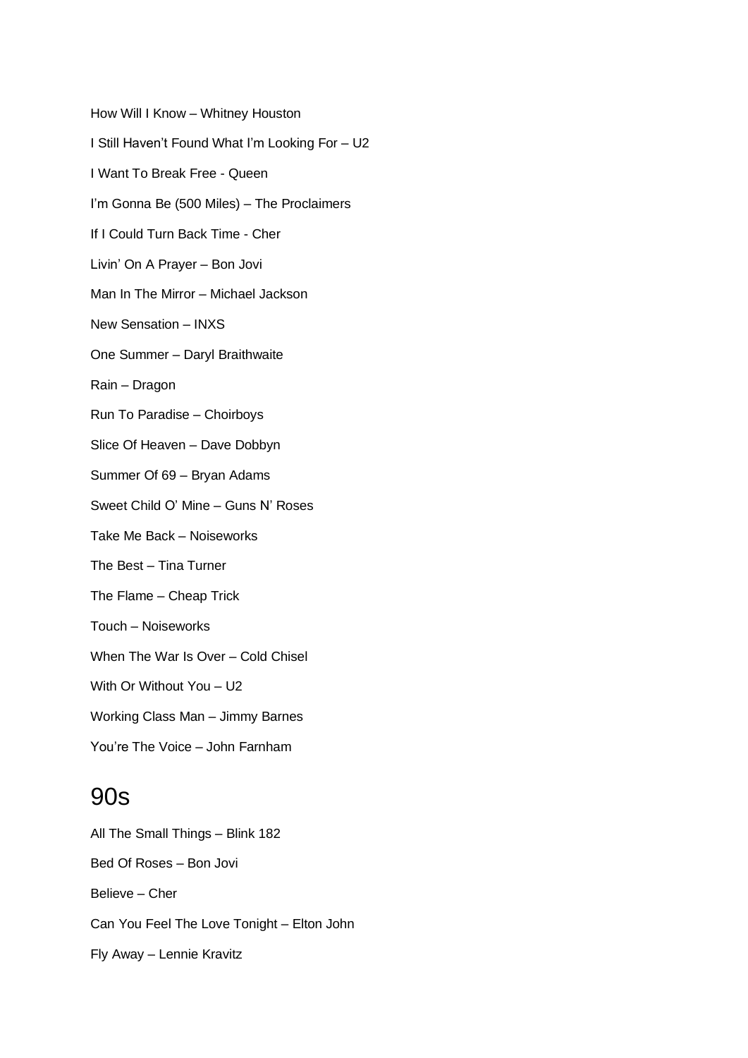How Will I Know – Whitney Houston

I Still Haven't Found What I'm Looking For – U2

I Want To Break Free - Queen

I'm Gonna Be (500 Miles) – The Proclaimers

If I Could Turn Back Time - Cher

Livin' On A Prayer – Bon Jovi

Man In The Mirror – Michael Jackson

New Sensation – INXS

One Summer – Daryl Braithwaite

Rain – Dragon

Run To Paradise – Choirboys

Slice Of Heaven – Dave Dobbyn

Summer Of 69 – Bryan Adams

Sweet Child O' Mine – Guns N' Roses

Take Me Back – Noiseworks

The Best – Tina Turner

The Flame – Cheap Trick

Touch – Noiseworks

When The War Is Over – Cold Chisel

With Or Without You – U2

Working Class Man – Jimmy Barnes

You're The Voice – John Farnham

# 90s

All The Small Things – Blink 182

Bed Of Roses – Bon Jovi

Believe – Cher

Can You Feel The Love Tonight – Elton John

Fly Away – Lennie Kravitz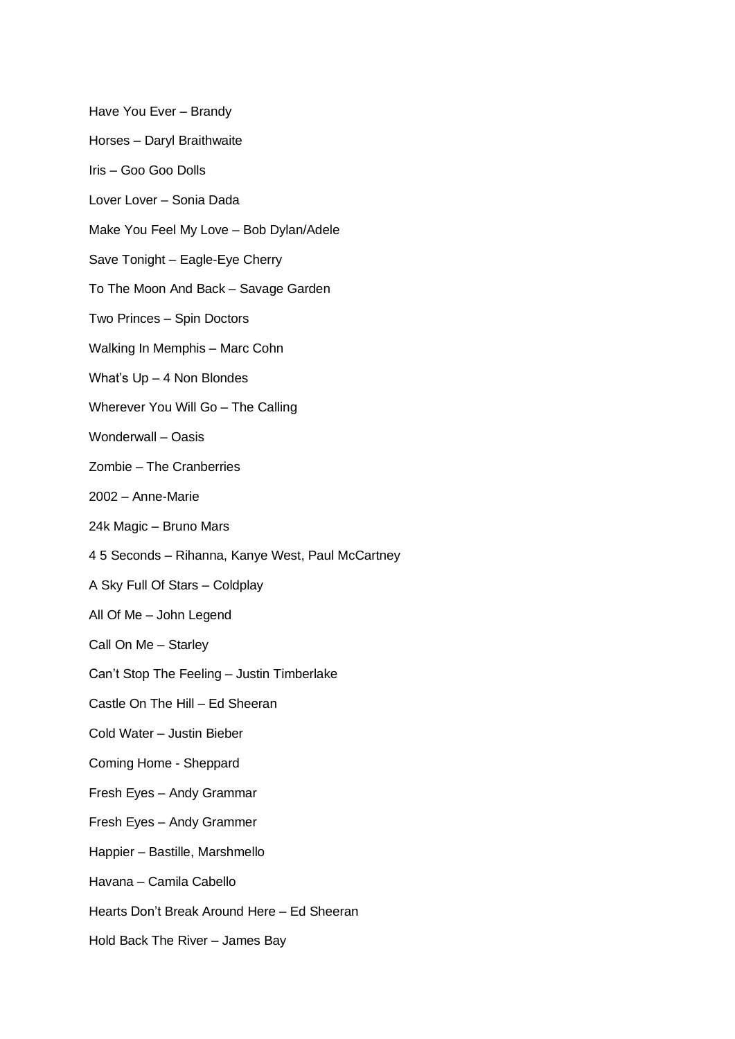Have You Ever – Brandy

Horses – Daryl Braithwaite

Iris – Goo Goo Dolls

Lover Lover – Sonia Dada

Make You Feel My Love – Bob Dylan/Adele

Save Tonight – Eagle-Eye Cherry

To The Moon And Back – Savage Garden

Two Princes – Spin Doctors

Walking In Memphis – Marc Cohn

What's Up – 4 Non Blondes

Wherever You Will Go – The Calling

Wonderwall – Oasis

Zombie – The Cranberries

2002 – Anne-Marie

24k Magic – Bruno Mars

4 5 Seconds – Rihanna, Kanye West, Paul McCartney

A Sky Full Of Stars – Coldplay

All Of Me – John Legend

Call On Me – Starley

Can't Stop The Feeling – Justin Timberlake

Castle On The Hill – Ed Sheeran

Cold Water – Justin Bieber

Coming Home - Sheppard

Fresh Eyes – Andy Grammar

Fresh Eyes – Andy Grammer

Happier – Bastille, Marshmello

Havana – Camila Cabello

Hearts Don't Break Around Here – Ed Sheeran

Hold Back The River – James Bay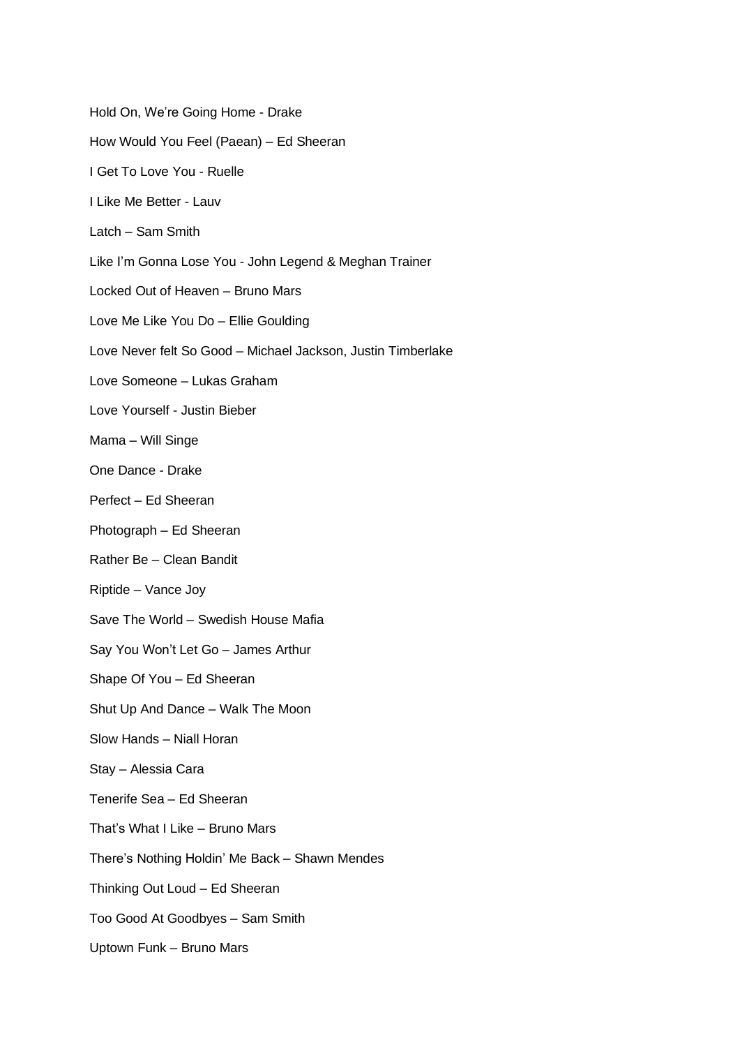Hold On, We’re Going Home - Drake

How Would You Feel (Paean) – Ed Sheeran

I Get To Love You - Ruelle

I Like Me Better - Lauv

Latch – Sam Smith

Like I’m Gonna Lose You - John Legend & Meghan Trainer

Locked Out of Heaven – Bruno Mars

Love Me Like You Do – Ellie Goulding

Love Never felt So Good – Michael Jackson, Justin Timberlake

Love Someone – Lukas Graham

Love Yourself - Justin Bieber

Mama – Will Singe

One Dance - Drake

Perfect – Ed Sheeran

Photograph – Ed Sheeran

Rather Be – Clean Bandit

Riptide – Vance Joy

Save The World – Swedish House Mafia

Say You Won’t Let Go – James Arthur

Shape Of You – Ed Sheeran

Shut Up And Dance – Walk The Moon

Slow Hands – Niall Horan

Stay – Alessia Cara

Tenerife Sea – Ed Sheeran

That’s What I Like – Bruno Mars

There’s Nothing Holdin’ Me Back – Shawn Mendes

Thinking Out Loud – Ed Sheeran

Too Good At Goodbyes – Sam Smith

Uptown Funk – Bruno Mars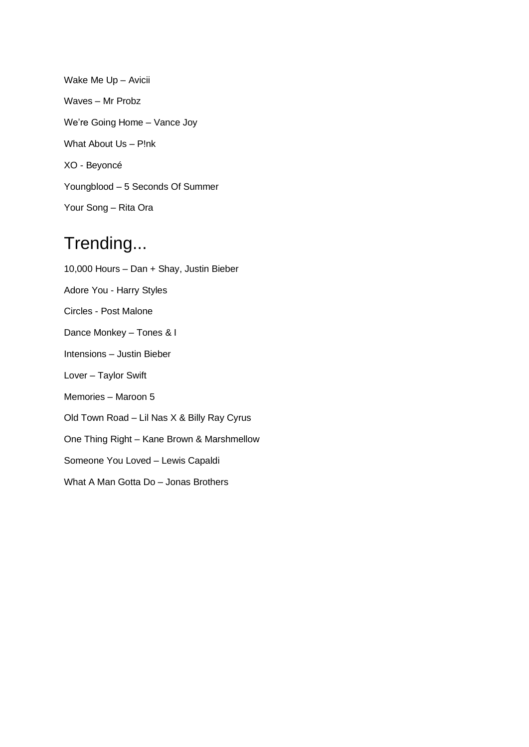Wake Me Up – Avicii

Waves – Mr Probz

We're Going Home – Vance Joy

What About Us – P!nk

XO - Beyoncé

Youngblood – 5 Seconds Of Summer

Your Song – Rita Ora

## Trending...

10,000 Hours – Dan + Shay, Justin Bieber

Adore You - Harry Styles

Circles - Post Malone

Dance Monkey – Tones & I

Intensions – Justin Bieber

Lover – Taylor Swift

Memories – Maroon 5

Old Town Road – Lil Nas X & Billy Ray Cyrus

One Thing Right – Kane Brown & Marshmellow

Someone You Loved – Lewis Capaldi

What A Man Gotta Do – Jonas Brothers